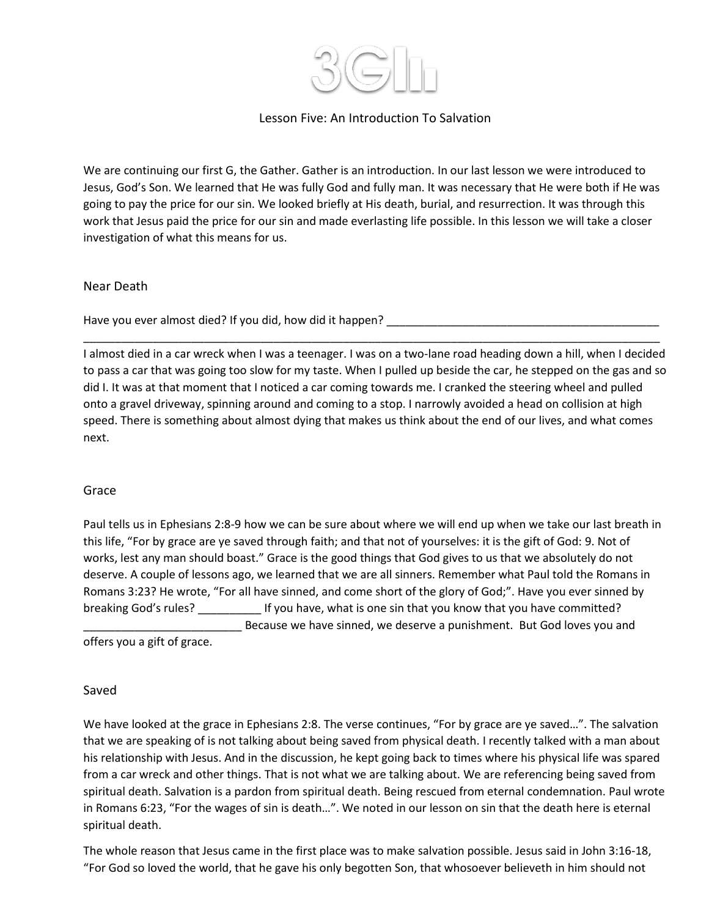# 3GI

## Lesson Five: An Introduction To Salvation

We are continuing our first G, the Gather. Gather is an introduction. In our last lesson we were introduced to Jesus, God's Son. We learned that He was fully God and fully man. It was necessary that He were both if He was going to pay the price for our sin. We looked briefly at His death, burial, and resurrection. It was through this work that Jesus paid the price for our sin and made everlasting life possible. In this lesson we will take a closer investigation of what this means for us.

### Near Death

Have you ever almost died? If you did, how did it happen? _____________________________________________
_____________________________________________________________________________________________

I almost died in a car wreck when I was a teenager. I was on a two-lane road heading down a hill, when I decided to pass a car that was going too slow for my taste. When I pulled up beside the car, he stepped on the gas and so did I. It was at that moment that I noticed a car coming towards me. I cranked the steering wheel and pulled onto a gravel driveway, spinning around and coming to a stop. I narrowly avoided a head on collision at high speed. There is something about almost dying that makes us think about the end of our lives, and what comes next.

### Grace

Paul tells us in Ephesians 2:8-9 how we can be sure about where we will end up when we take our last breath in this life, "For by grace are ye saved through faith; and that not of yourselves: it is the gift of God: 9. Not of works, lest any man should boast." Grace is the good things that God gives to us that we absolutely do not deserve. A couple of lessons ago, we learned that we are all sinners. Remember what Paul told the Romans in Romans 3:23? He wrote, "For all have sinned, and come short of the glory of God;". Have you ever sinned by breaking God's rules? __________ If you have, what is one sin that you know that you have committed? _________________________ Because we have sinned, we deserve a punishment. But God loves you and offers you a gift of grace.

### Saved

We have looked at the grace in Ephesians 2:8. The verse continues, "For by grace are ye saved…". The salvation that we are speaking of is not talking about being saved from physical death. I recently talked with a man about his relationship with Jesus. And in the discussion, he kept going back to times where his physical life was spared from a car wreck and other things. That is not what we are talking about. We are referencing being saved from spiritual death. Salvation is a pardon from spiritual death. Being rescued from eternal condemnation. Paul wrote in Romans 6:23, "For the wages of sin is death…". We noted in our lesson on sin that the death here is eternal spiritual death.

The whole reason that Jesus came in the first place was to make salvation possible. Jesus said in John 3:16-18, "For God so loved the world, that he gave his only begotten Son, that whosoever believeth in him should not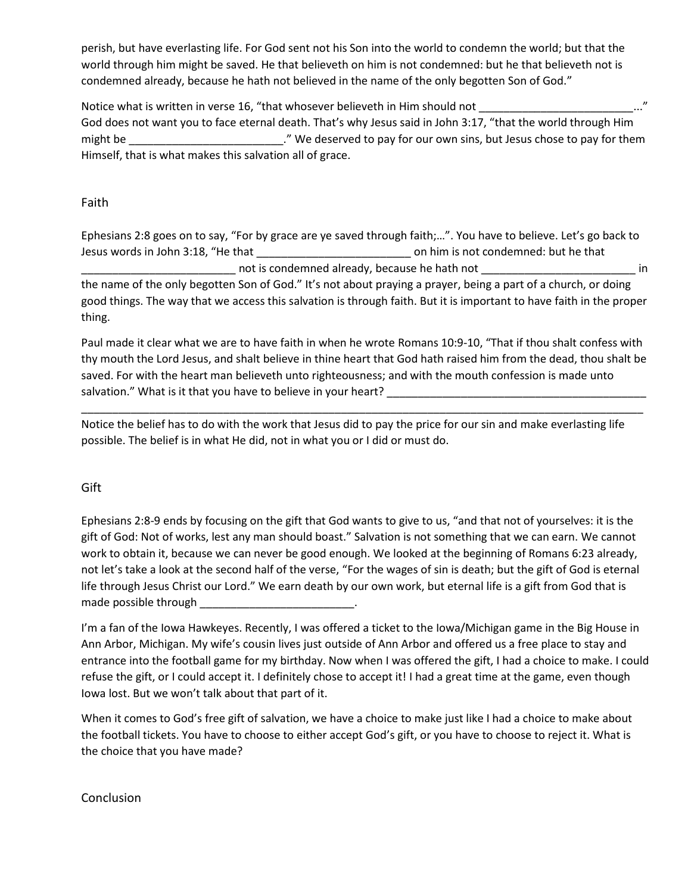perish, but have everlasting life. For God sent not his Son into the world to condemn the world; but that the world through him might be saved. He that believeth on him is not condemned: but he that believeth not is condemned already, because he hath not believed in the name of the only begotten Son of God."

Notice what is written in verse 16, "that whosever believeth in Him should not _________________________..." God does not want you to face eternal death. That's why Jesus said in John 3:17, "that the world through Him might be _________________________." We deserved to pay for our own sins, but Jesus chose to pay for them Himself, that is what makes this salvation all of grace.

## Faith

Ephesians 2:8 goes on to say, "For by grace are ye saved through faith;…". You have to believe. Let's go back to Jesus words in John 3:18, "He that _________________________ on him is not condemned: but he that _________________________ not is condemned already, because he hath not _________________________ in the name of the only begotten Son of God." It's not about praying a prayer, being a part of a church, or doing good things. The way that we access this salvation is through faith. But it is important to have faith in the proper thing.

Paul made it clear what we are to have faith in when he wrote Romans 10:9-10, "That if thou shalt confess with thy mouth the Lord Jesus, and shalt believe in thine heart that God hath raised him from the dead, thou shalt be saved. For with the heart man believeth unto righteousness; and with the mouth confession is made unto salvation." What is it that you have to believe in your heart? ___________________________________________
_____________________________________________________________________________________________

Notice the belief has to do with the work that Jesus did to pay the price for our sin and make everlasting life possible. The belief is in what He did, not in what you or I did or must do.

## Gift

Ephesians 2:8-9 ends by focusing on the gift that God wants to give to us, "and that not of yourselves: it is the gift of God: Not of works, lest any man should boast." Salvation is not something that we can earn. We cannot work to obtain it, because we can never be good enough. We looked at the beginning of Romans 6:23 already, not let's take a look at the second half of the verse, "For the wages of sin is death; but the gift of God is eternal life through Jesus Christ our Lord." We earn death by our own work, but eternal life is a gift from God that is made possible through _________________________.

I'm a fan of the Iowa Hawkeyes. Recently, I was offered a ticket to the Iowa/Michigan game in the Big House in Ann Arbor, Michigan. My wife's cousin lives just outside of Ann Arbor and offered us a free place to stay and entrance into the football game for my birthday. Now when I was offered the gift, I had a choice to make. I could refuse the gift, or I could accept it. I definitely chose to accept it! I had a great time at the game, even though Iowa lost. But we won't talk about that part of it.

When it comes to God's free gift of salvation, we have a choice to make just like I had a choice to make about the football tickets. You have to choose to either accept God's gift, or you have to choose to reject it. What is the choice that you have made?

## Conclusion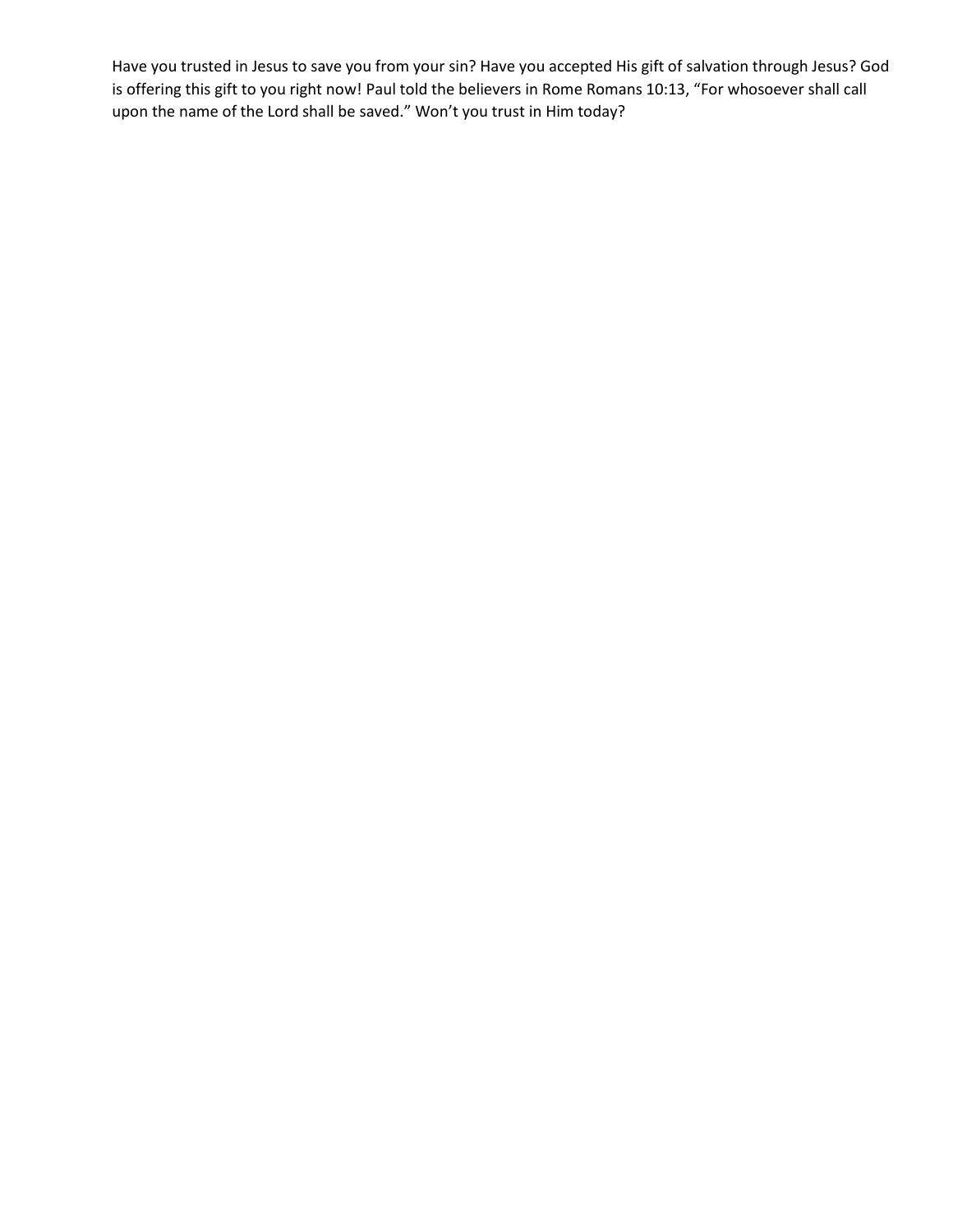Have you trusted in Jesus to save you from your sin? Have you accepted His gift of salvation through Jesus? God is offering this gift to you right now! Paul told the believers in Rome Romans 10:13, "For whosoever shall call upon the name of the Lord shall be saved." Won't you trust in Him today?